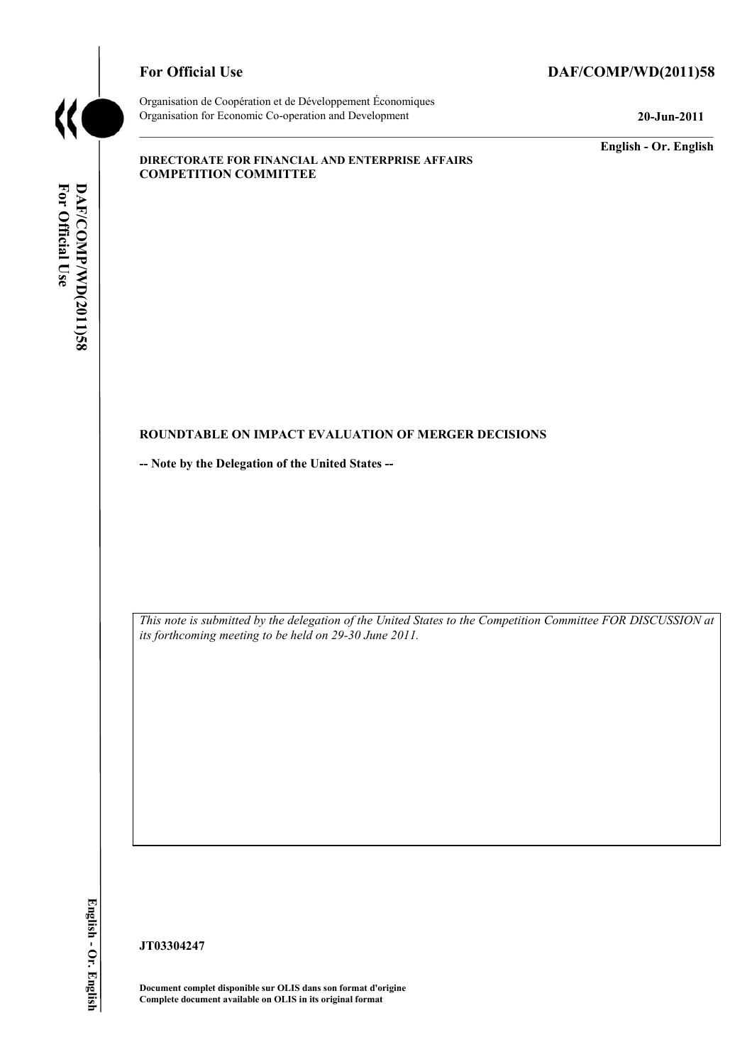**For Official Use** **DAF/COMP/WD(2011)58**

Organisation de Coopération et de Développement Économiques
Organisation for Economic Co-operation and Development **20-Jun-2011**

**English - Or. English**

**DIRECTORATE FOR FINANCIAL AND ENTERPRISE AFFAIRS**
**COMPETITION COMMITTEE**

**ROUNDTABLE ON IMPACT EVALUATION OF MERGER DECISIONS**

**-- Note by the Delegation of the United States --**

*This note is submitted by the delegation of the United States to the Competition Committee FOR DISCUSSION at its forthcoming meeting to be held on 29-30 June 2011.*

**JT03304247**

**Document complet disponible sur OLIS dans son format d'origine**
**Complete document available on OLIS in its original format**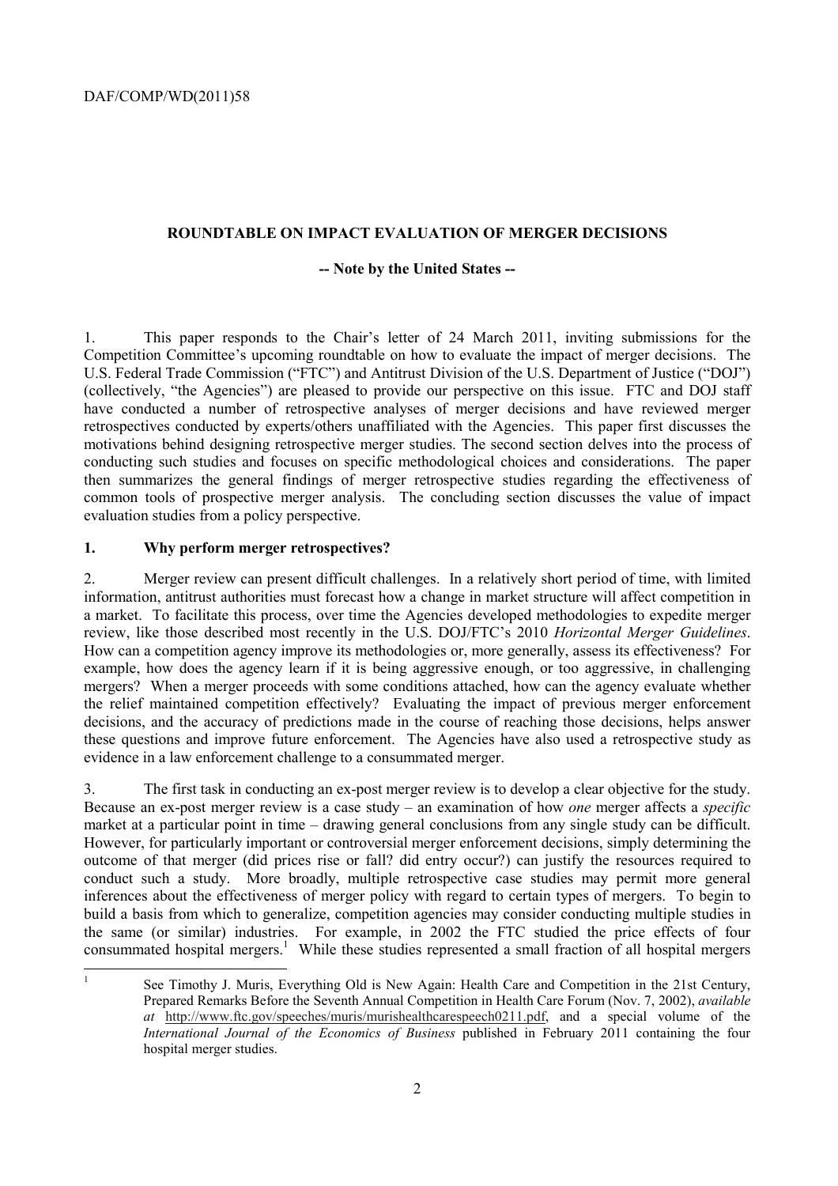**ROUNDTABLE ON IMPACT EVALUATION OF MERGER DECISIONS**

**-- Note by the United States --**

1. This paper responds to the Chair's letter of 24 March 2011, inviting submissions for the Competition Committee's upcoming roundtable on how to evaluate the impact of merger decisions. The U.S. Federal Trade Commission ("FTC") and Antitrust Division of the U.S. Department of Justice ("DOJ") (collectively, "the Agencies") are pleased to provide our perspective on this issue. FTC and DOJ staff have conducted a number of retrospective analyses of merger decisions and have reviewed merger retrospectives conducted by experts/others unaffiliated with the Agencies. This paper first discusses the motivations behind designing retrospective merger studies. The second section delves into the process of conducting such studies and focuses on specific methodological choices and considerations. The paper then summarizes the general findings of merger retrospective studies regarding the effectiveness of common tools of prospective merger analysis. The concluding section discusses the value of impact evaluation studies from a policy perspective.

## 1. Why perform merger retrospectives?

2. Merger review can present difficult challenges. In a relatively short period of time, with limited information, antitrust authorities must forecast how a change in market structure will affect competition in a market. To facilitate this process, over time the Agencies developed methodologies to expedite merger review, like those described most recently in the U.S. DOJ/FTC's 2010 *Horizontal Merger Guidelines*. How can a competition agency improve its methodologies or, more generally, assess its effectiveness? For example, how does the agency learn if it is being aggressive enough, or too aggressive, in challenging mergers? When a merger proceeds with some conditions attached, how can the agency evaluate whether the relief maintained competition effectively? Evaluating the impact of previous merger enforcement decisions, and the accuracy of predictions made in the course of reaching those decisions, helps answer these questions and improve future enforcement. The Agencies have also used a retrospective study as evidence in a law enforcement challenge to a consummated merger.

3. The first task in conducting an ex-post merger review is to develop a clear objective for the study. Because an ex-post merger review is a case study – an examination of how *one* merger affects a *specific* market at a particular point in time – drawing general conclusions from any single study can be difficult. However, for particularly important or controversial merger enforcement decisions, simply determining the outcome of that merger (did prices rise or fall? did entry occur?) can justify the resources required to conduct such a study. More broadly, multiple retrospective case studies may permit more general inferences about the effectiveness of merger policy with regard to certain types of mergers. To begin to build a basis from which to generalize, competition agencies may consider conducting multiple studies in the same (or similar) industries. For example, in 2002 the FTC studied the price effects of four consummated hospital mergers.[1] While these studies represented a small fraction of all hospital mergers

[1] See Timothy J. Muris, Everything Old is New Again: Health Care and Competition in the 21st Century, Prepared Remarks Before the Seventh Annual Competition in Health Care Forum (Nov. 7, 2002), *available at* http://www.ftc.gov/speeches/muris/murishealthcarespeech0211.pdf, and a special volume of the *International Journal of the Economics of Business* published in February 2011 containing the four hospital merger studies.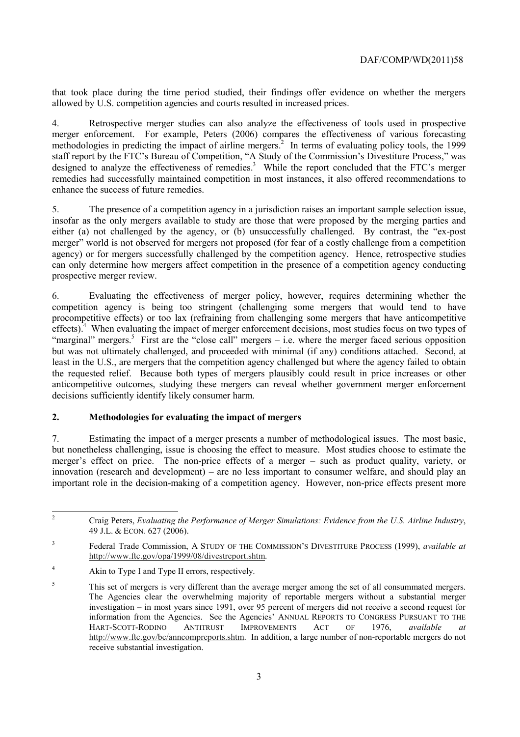that took place during the time period studied, their findings offer evidence on whether the mergers allowed by U.S. competition agencies and courts resulted in increased prices.

4. Retrospective merger studies can also analyze the effectiveness of tools used in prospective merger enforcement. For example, Peters (2006) compares the effectiveness of various forecasting methodologies in predicting the impact of airline mergers.[2] In terms of evaluating policy tools, the 1999 staff report by the FTC's Bureau of Competition, "A Study of the Commission's Divestiture Process," was designed to analyze the effectiveness of remedies.[3] While the report concluded that the FTC's merger remedies had successfully maintained competition in most instances, it also offered recommendations to enhance the success of future remedies.

5. The presence of a competition agency in a jurisdiction raises an important sample selection issue, insofar as the only mergers available to study are those that were proposed by the merging parties and either (a) not challenged by the agency, or (b) unsuccessfully challenged. By contrast, the "ex-post merger" world is not observed for mergers not proposed (for fear of a costly challenge from a competition agency) or for mergers successfully challenged by the competition agency. Hence, retrospective studies can only determine how mergers affect competition in the presence of a competition agency conducting prospective merger review.

6. Evaluating the effectiveness of merger policy, however, requires determining whether the competition agency is being too stringent (challenging some mergers that would tend to have procompetitive effects) or too lax (refraining from challenging some mergers that have anticompetitive effects).[4] When evaluating the impact of merger enforcement decisions, most studies focus on two types of "marginal" mergers.[5] First are the "close call" mergers – i.e. where the merger faced serious opposition but was not ultimately challenged, and proceeded with minimal (if any) conditions attached. Second, at least in the U.S., are mergers that the competition agency challenged but where the agency failed to obtain the requested relief. Because both types of mergers plausibly could result in price increases or other anticompetitive outcomes, studying these mergers can reveal whether government merger enforcement decisions sufficiently identify likely consumer harm.

## 2. Methodologies for evaluating the impact of mergers

7. Estimating the impact of a merger presents a number of methodological issues. The most basic, but nonetheless challenging, issue is choosing the effect to measure. Most studies choose to estimate the merger's effect on price. The non-price effects of a merger – such as product quality, variety, or innovation (research and development) – are no less important to consumer welfare, and should play an important role in the decision-making of a competition agency. However, non-price effects present more

---

[2] Craig Peters, *Evaluating the Performance of Merger Simulations: Evidence from the U.S. Airline Industry*, 49 J.L. & ECON. 627 (2006).

[3] Federal Trade Commission, A STUDY OF THE COMMISSION'S DIVESTITURE PROCESS (1999), *available at* http://www.ftc.gov/opa/1999/08/divestreport.shtm.

[4] Akin to Type I and Type II errors, respectively.

[5] This set of mergers is very different than the average merger among the set of all consummated mergers. The Agencies clear the overwhelming majority of reportable mergers without a substantial merger investigation – in most years since 1991, over 95 percent of mergers did not receive a second request for information from the Agencies. See the Agencies' ANNUAL REPORTS TO CONGRESS PURSUANT TO THE HART-SCOTT-RODINO ANTITRUST IMPROVEMENTS ACT OF 1976, *available at* http://www.ftc.gov/bc/anncompreports.shtm. In addition, a large number of non-reportable mergers do not receive substantial investigation.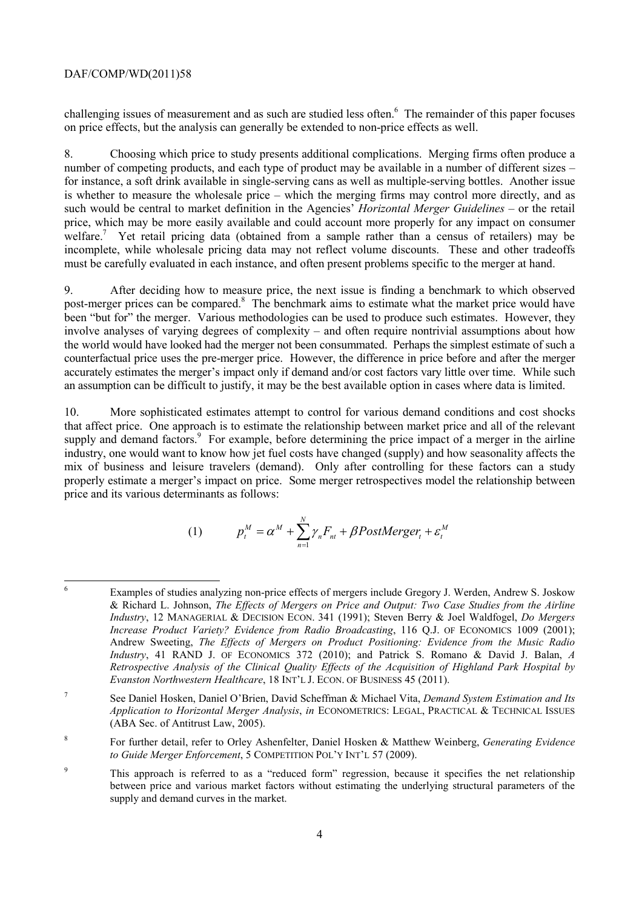challenging issues of measurement and as such are studied less often.[6] The remainder of this paper focuses on price effects, but the analysis can generally be extended to non-price effects as well.

8. Choosing which price to study presents additional complications. Merging firms often produce a number of competing products, and each type of product may be available in a number of different sizes – for instance, a soft drink available in single-serving cans as well as multiple-serving bottles. Another issue is whether to measure the wholesale price – which the merging firms may control more directly, and as such would be central to market definition in the Agencies' *Horizontal Merger Guidelines* – or the retail price, which may be more easily available and could account more properly for any impact on consumer welfare.[7] Yet retail pricing data (obtained from a sample rather than a census of retailers) may be incomplete, while wholesale pricing data may not reflect volume discounts. These and other tradeoffs must be carefully evaluated in each instance, and often present problems specific to the merger at hand.

9. After deciding how to measure price, the next issue is finding a benchmark to which observed post-merger prices can be compared.[8] The benchmark aims to estimate what the market price would have been "but for" the merger. Various methodologies can be used to produce such estimates. However, they involve analyses of varying degrees of complexity – and often require nontrivial assumptions about how the world would have looked had the merger not been consummated. Perhaps the simplest estimate of such a counterfactual price uses the pre-merger price. However, the difference in price before and after the merger accurately estimates the merger's impact only if demand and/or cost factors vary little over time. While such an assumption can be difficult to justify, it may be the best available option in cases where data is limited.

10. More sophisticated estimates attempt to control for various demand conditions and cost shocks that affect price. One approach is to estimate the relationship between market price and all of the relevant supply and demand factors.[9] For example, before determining the price impact of a merger in the airline industry, one would want to know how jet fuel costs have changed (supply) and how seasonality affects the mix of business and leisure travelers (demand). Only after controlling for these factors can a study properly estimate a merger's impact on price. Some merger retrospectives model the relationship between price and its various determinants as follows:

$$(1) \qquad p_t^M = \alpha^M + \sum_{n=1}^{N} \gamma_n F_{nt} + \beta PostMerger_t + \varepsilon_t^M$$

---

[6] Examples of studies analyzing non-price effects of mergers include Gregory J. Werden, Andrew S. Joskow & Richard L. Johnson, *The Effects of Mergers on Price and Output: Two Case Studies from the Airline Industry*, 12 MANAGERIAL & DECISION ECON. 341 (1991); Steven Berry & Joel Waldfogel, *Do Mergers Increase Product Variety? Evidence from Radio Broadcasting*, 116 Q.J. OF ECONOMICS 1009 (2001); Andrew Sweeting, *The Effects of Mergers on Product Positioning: Evidence from the Music Radio Industry*, 41 RAND J. OF ECONOMICS 372 (2010); and Patrick S. Romano & David J. Balan, *A Retrospective Analysis of the Clinical Quality Effects of the Acquisition of Highland Park Hospital by Evanston Northwestern Healthcare*, 18 INT'L J. ECON. OF BUSINESS 45 (2011).

[7] See Daniel Hosken, Daniel O'Brien, David Scheffman & Michael Vita, *Demand System Estimation and Its Application to Horizontal Merger Analysis*, *in* ECONOMETRICS: LEGAL, PRACTICAL & TECHNICAL ISSUES (ABA Sec. of Antitrust Law, 2005).

[8] For further detail, refer to Orley Ashenfelter, Daniel Hosken & Matthew Weinberg, *Generating Evidence to Guide Merger Enforcement*, 5 COMPETITION POL'Y INT'L 57 (2009).

[9] This approach is referred to as a "reduced form" regression, because it specifies the net relationship between price and various market factors without estimating the underlying structural parameters of the supply and demand curves in the market.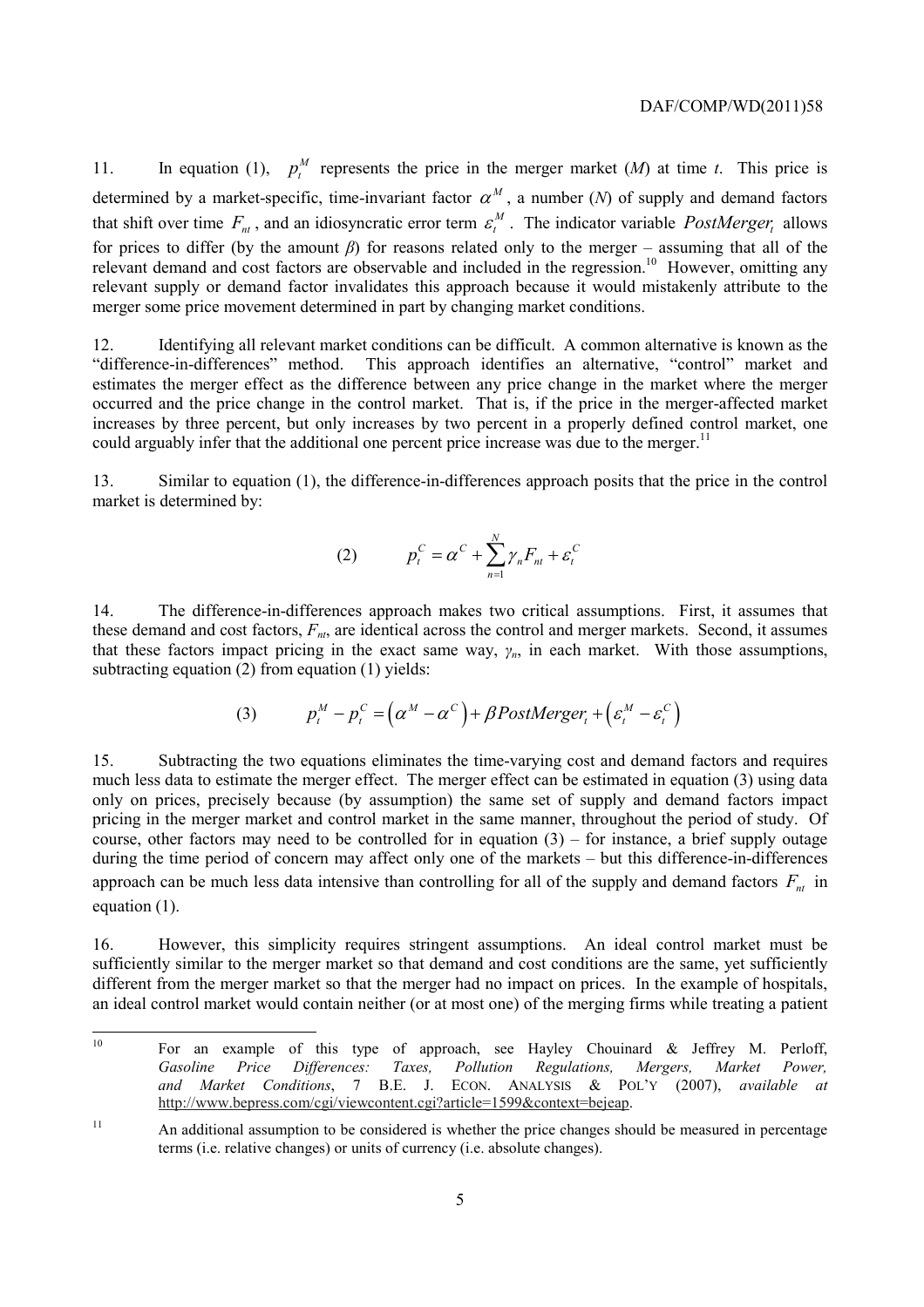11. In equation (1), $p_t^M$ represents the price in the merger market ($M$) at time $t$. This price is determined by a market-specific, time-invariant factor $\alpha^M$, a number ($N$) of supply and demand factors that shift over time $F_{nt}$, and an idiosyncratic error term $\varepsilon_t^M$. The indicator variable $PostMerger_t$ allows for prices to differ (by the amount $\beta$) for reasons related only to the merger – assuming that all of the relevant demand and cost factors are observable and included in the regression.[10] However, omitting any relevant supply or demand factor invalidates this approach because it would mistakenly attribute to the merger some price movement determined in part by changing market conditions.

12. Identifying all relevant market conditions can be difficult. A common alternative is known as the "difference-in-differences" method. This approach identifies an alternative, "control" market and estimates the merger effect as the difference between any price change in the market where the merger occurred and the price change in the control market. That is, if the price in the merger-affected market increases by three percent, but only increases by two percent in a properly defined control market, one could arguably infer that the additional one percent price increase was due to the merger.[11]

13. Similar to equation (1), the difference-in-differences approach posits that the price in the control market is determined by:

$$(2) \qquad p_t^C = \alpha^C + \sum_{n=1}^{N} \gamma_n F_{nt} + \varepsilon_t^C$$

14. The difference-in-differences approach makes two critical assumptions. First, it assumes that these demand and cost factors, $F_{nt}$, are identical across the control and merger markets. Second, it assumes that these factors impact pricing in the exact same way, $\gamma_n$, in each market. With those assumptions, subtracting equation (2) from equation (1) yields:

$$(3) \qquad p_t^M - p_t^C = \left(\alpha^M - \alpha^C\right) + \beta PostMerger_t + \left(\varepsilon_t^M - \varepsilon_t^C\right)$$

15. Subtracting the two equations eliminates the time-varying cost and demand factors and requires much less data to estimate the merger effect. The merger effect can be estimated in equation (3) using data only on prices, precisely because (by assumption) the same set of supply and demand factors impact pricing in the merger market and control market in the same manner, throughout the period of study. Of course, other factors may need to be controlled for in equation (3) – for instance, a brief supply outage during the time period of concern may affect only one of the markets – but this difference-in-differences approach can be much less data intensive than controlling for all of the supply and demand factors $F_{nt}$ in equation (1).

16. However, this simplicity requires stringent assumptions. An ideal control market must be sufficiently similar to the merger market so that demand and cost conditions are the same, yet sufficiently different from the merger market so that the merger had no impact on prices. In the example of hospitals, an ideal control market would contain neither (or at most one) of the merging firms while treating a patient

---

[10] For an example of this type of approach, see Hayley Chouinard & Jeffrey M. Perloff, *Gasoline Price Differences: Taxes, Pollution Regulations, Mergers, Market Power, and Market Conditions*, 7 B.E. J. ECON. ANALYSIS & POL'Y (2007), *available at* http://www.bepress.com/cgi/viewcontent.cgi?article=1599&context=bejeap.

[11] An additional assumption to be considered is whether the price changes should be measured in percentage terms (i.e. relative changes) or units of currency (i.e. absolute changes).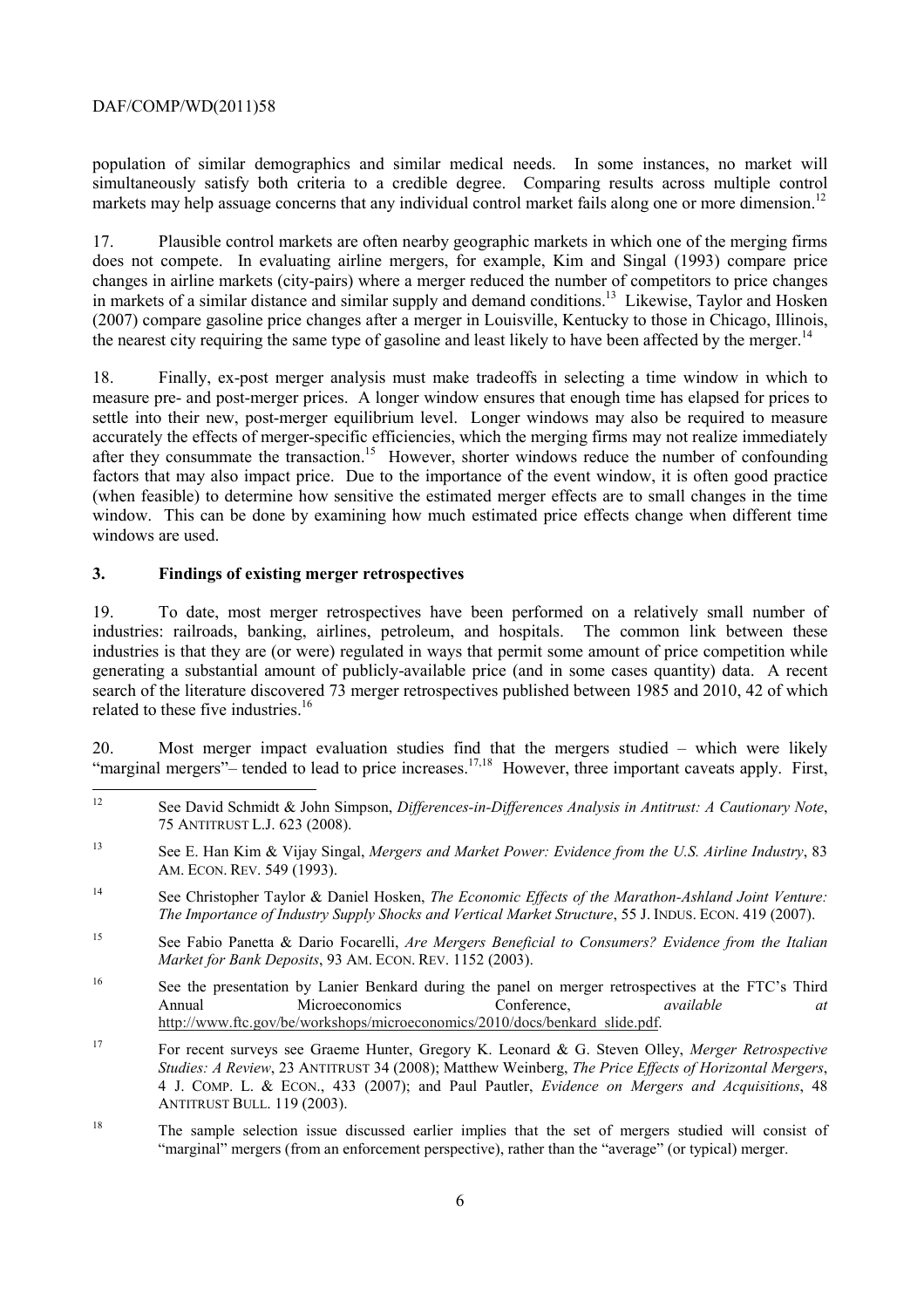population of similar demographics and similar medical needs. In some instances, no market will simultaneously satisfy both criteria to a credible degree. Comparing results across multiple control markets may help assuage concerns that any individual control market fails along one or more dimension.[12]

17. Plausible control markets are often nearby geographic markets in which one of the merging firms does not compete. In evaluating airline mergers, for example, Kim and Singal (1993) compare price changes in airline markets (city-pairs) where a merger reduced the number of competitors to price changes in markets of a similar distance and similar supply and demand conditions.[13] Likewise, Taylor and Hosken (2007) compare gasoline price changes after a merger in Louisville, Kentucky to those in Chicago, Illinois, the nearest city requiring the same type of gasoline and least likely to have been affected by the merger.[14]

18. Finally, ex-post merger analysis must make tradeoffs in selecting a time window in which to measure pre- and post-merger prices. A longer window ensures that enough time has elapsed for prices to settle into their new, post-merger equilibrium level. Longer windows may also be required to measure accurately the effects of merger-specific efficiencies, which the merging firms may not realize immediately after they consummate the transaction.[15] However, shorter windows reduce the number of confounding factors that may also impact price. Due to the importance of the event window, it is often good practice (when feasible) to determine how sensitive the estimated merger effects are to small changes in the time window. This can be done by examining how much estimated price effects change when different time windows are used.

## 3. Findings of existing merger retrospectives

19. To date, most merger retrospectives have been performed on a relatively small number of industries: railroads, banking, airlines, petroleum, and hospitals. The common link between these industries is that they are (or were) regulated in ways that permit some amount of price competition while generating a substantial amount of publicly-available price (and in some cases quantity) data. A recent search of the literature discovered 73 merger retrospectives published between 1985 and 2010, 42 of which related to these five industries.[16]

20. Most merger impact evaluation studies find that the mergers studied – which were likely "marginal mergers"– tended to lead to price increases.[17,18] However, three important caveats apply. First,

---

[12] See David Schmidt & John Simpson, *Differences-in-Differences Analysis in Antitrust: A Cautionary Note*, 75 ANTITRUST L.J. 623 (2008).

[13] See E. Han Kim & Vijay Singal, *Mergers and Market Power: Evidence from the U.S. Airline Industry*, 83 AM. ECON. REV. 549 (1993).

[14] See Christopher Taylor & Daniel Hosken, *The Economic Effects of the Marathon-Ashland Joint Venture: The Importance of Industry Supply Shocks and Vertical Market Structure*, 55 J. INDUS. ECON. 419 (2007).

[15] See Fabio Panetta & Dario Focarelli, *Are Mergers Beneficial to Consumers? Evidence from the Italian Market for Bank Deposits*, 93 AM. ECON. REV. 1152 (2003).

[16] See the presentation by Lanier Benkard during the panel on merger retrospectives at the FTC's Third Annual Microeconomics Conference, *available at* http://www.ftc.gov/be/workshops/microeconomics/2010/docs/benkard_slide.pdf.

[17] For recent surveys see Graeme Hunter, Gregory K. Leonard & G. Steven Olley, *Merger Retrospective Studies: A Review*, 23 ANTITRUST 34 (2008); Matthew Weinberg, *The Price Effects of Horizontal Mergers*, 4 J. COMP. L. & ECON., 433 (2007); and Paul Pautler, *Evidence on Mergers and Acquisitions*, 48 ANTITRUST BULL. 119 (2003).

[18] The sample selection issue discussed earlier implies that the set of mergers studied will consist of "marginal" mergers (from an enforcement perspective), rather than the "average" (or typical) merger.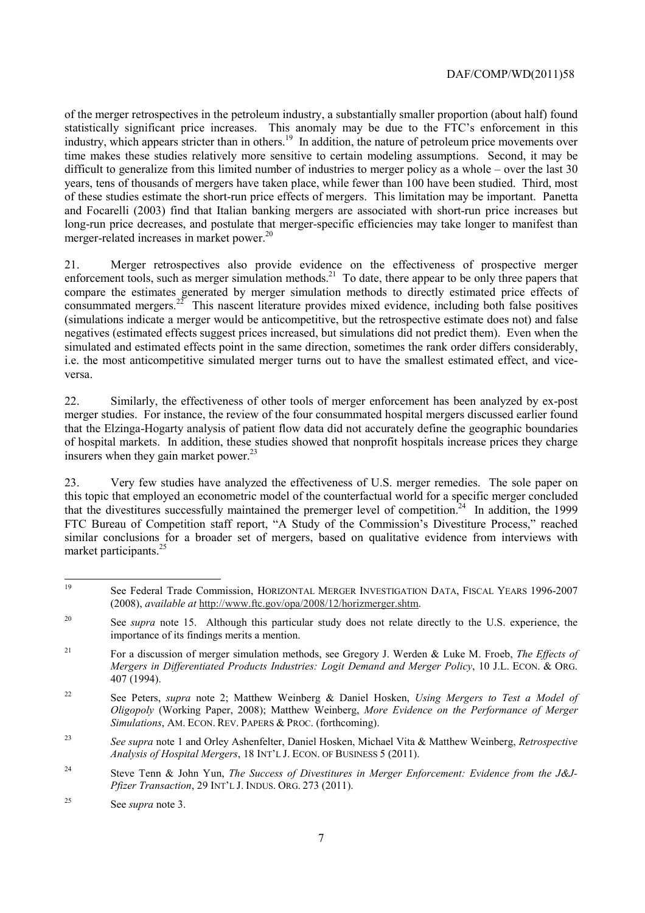of the merger retrospectives in the petroleum industry, a substantially smaller proportion (about half) found statistically significant price increases. This anomaly may be due to the FTC's enforcement in this industry, which appears stricter than in others.[19] In addition, the nature of petroleum price movements over time makes these studies relatively more sensitive to certain modeling assumptions. Second, it may be difficult to generalize from this limited number of industries to merger policy as a whole – over the last 30 years, tens of thousands of mergers have taken place, while fewer than 100 have been studied. Third, most of these studies estimate the short-run price effects of mergers. This limitation may be important. Panetta and Focarelli (2003) find that Italian banking mergers are associated with short-run price increases but long-run price decreases, and postulate that merger-specific efficiencies may take longer to manifest than merger-related increases in market power.[20]

21. Merger retrospectives also provide evidence on the effectiveness of prospective merger enforcement tools, such as merger simulation methods.[21] To date, there appear to be only three papers that compare the estimates generated by merger simulation methods to directly estimated price effects of consummated mergers.[22] This nascent literature provides mixed evidence, including both false positives (simulations indicate a merger would be anticompetitive, but the retrospective estimate does not) and false negatives (estimated effects suggest prices increased, but simulations did not predict them). Even when the simulated and estimated effects point in the same direction, sometimes the rank order differs considerably, i.e. the most anticompetitive simulated merger turns out to have the smallest estimated effect, and vice-versa.

22. Similarly, the effectiveness of other tools of merger enforcement has been analyzed by ex-post merger studies. For instance, the review of the four consummated hospital mergers discussed earlier found that the Elzinga-Hogarty analysis of patient flow data did not accurately define the geographic boundaries of hospital markets. In addition, these studies showed that nonprofit hospitals increase prices they charge insurers when they gain market power.[23]

23. Very few studies have analyzed the effectiveness of U.S. merger remedies. The sole paper on this topic that employed an econometric model of the counterfactual world for a specific merger concluded that the divestitures successfully maintained the premerger level of competition.[24] In addition, the 1999 FTC Bureau of Competition staff report, "A Study of the Commission's Divestiture Process," reached similar conclusions for a broader set of mergers, based on qualitative evidence from interviews with market participants.[25]

---

[19] See Federal Trade Commission, HORIZONTAL MERGER INVESTIGATION DATA, FISCAL YEARS 1996-2007 (2008), *available at* http://www.ftc.gov/opa/2008/12/horizmerger.shtm.

[20] See *supra* note 15. Although this particular study does not relate directly to the U.S. experience, the importance of its findings merits a mention.

[21] For a discussion of merger simulation methods, see Gregory J. Werden & Luke M. Froeb, *The Effects of Mergers in Differentiated Products Industries: Logit Demand and Merger Policy*, 10 J.L. ECON. & ORG. 407 (1994).

[22] See Peters, *supra* note 2; Matthew Weinberg & Daniel Hosken, *Using Mergers to Test a Model of Oligopoly* (Working Paper, 2008); Matthew Weinberg, *More Evidence on the Performance of Merger Simulations*, AM. ECON. REV. PAPERS & PROC. (forthcoming).

[23] *See supra* note 1 and Orley Ashenfelter, Daniel Hosken, Michael Vita & Matthew Weinberg, *Retrospective Analysis of Hospital Mergers*, 18 INT'L J. ECON. OF BUSINESS 5 (2011).

[24] Steve Tenn & John Yun, *The Success of Divestitures in Merger Enforcement: Evidence from the J&J-Pfizer Transaction*, 29 INT'L J. INDUS. ORG. 273 (2011).

[25] See *supra* note 3.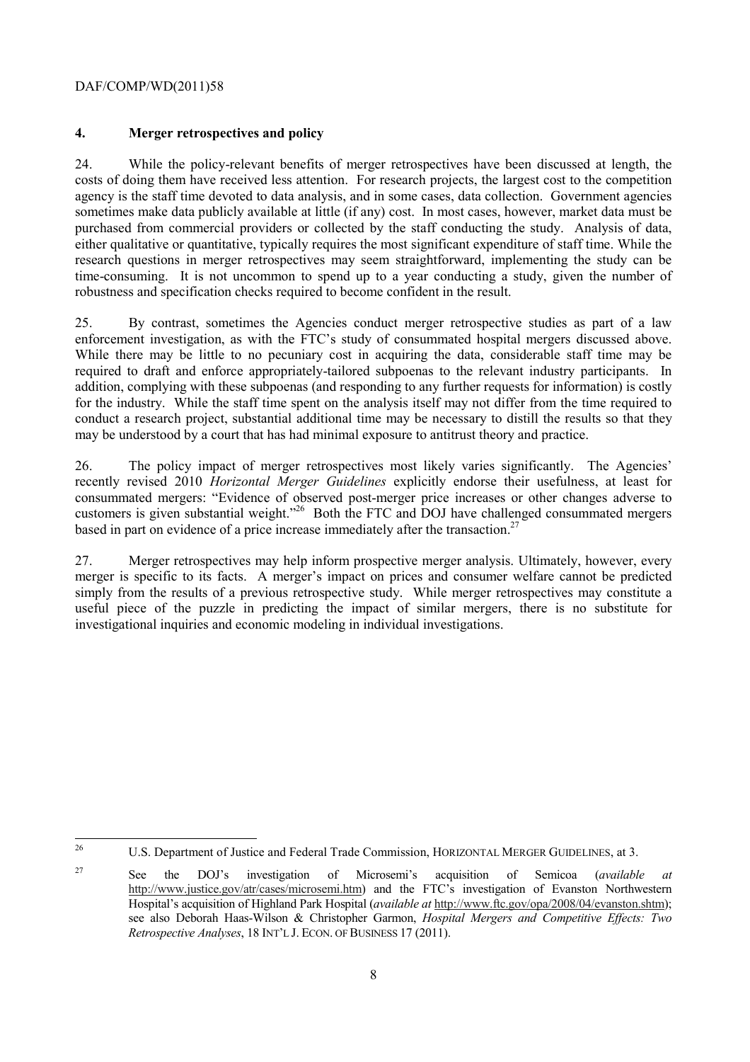## 4. Merger retrospectives and policy

24. While the policy-relevant benefits of merger retrospectives have been discussed at length, the costs of doing them have received less attention. For research projects, the largest cost to the competition agency is the staff time devoted to data analysis, and in some cases, data collection. Government agencies sometimes make data publicly available at little (if any) cost. In most cases, however, market data must be purchased from commercial providers or collected by the staff conducting the study. Analysis of data, either qualitative or quantitative, typically requires the most significant expenditure of staff time. While the research questions in merger retrospectives may seem straightforward, implementing the study can be time-consuming. It is not uncommon to spend up to a year conducting a study, given the number of robustness and specification checks required to become confident in the result.

25. By contrast, sometimes the Agencies conduct merger retrospective studies as part of a law enforcement investigation, as with the FTC's study of consummated hospital mergers discussed above. While there may be little to no pecuniary cost in acquiring the data, considerable staff time may be required to draft and enforce appropriately-tailored subpoenas to the relevant industry participants. In addition, complying with these subpoenas (and responding to any further requests for information) is costly for the industry. While the staff time spent on the analysis itself may not differ from the time required to conduct a research project, substantial additional time may be necessary to distill the results so that they may be understood by a court that has had minimal exposure to antitrust theory and practice.

26. The policy impact of merger retrospectives most likely varies significantly. The Agencies' recently revised 2010 *Horizontal Merger Guidelines* explicitly endorse their usefulness, at least for consummated mergers: "Evidence of observed post-merger price increases or other changes adverse to customers is given substantial weight."[26] Both the FTC and DOJ have challenged consummated mergers based in part on evidence of a price increase immediately after the transaction.[27]

27. Merger retrospectives may help inform prospective merger analysis. Ultimately, however, every merger is specific to its facts. A merger's impact on prices and consumer welfare cannot be predicted simply from the results of a previous retrospective study. While merger retrospectives may constitute a useful piece of the puzzle in predicting the impact of similar mergers, there is no substitute for investigational inquiries and economic modeling in individual investigations.

---

[26] U.S. Department of Justice and Federal Trade Commission, HORIZONTAL MERGER GUIDELINES, at 3.

[27] See the DOJ's investigation of Microsemi's acquisition of Semicoa (*available at* http://www.justice.gov/atr/cases/microsemi.htm) and the FTC's investigation of Evanston Northwestern Hospital's acquisition of Highland Park Hospital (*available at* http://www.ftc.gov/opa/2008/04/evanston.shtm); see also Deborah Haas-Wilson & Christopher Garmon, *Hospital Mergers and Competitive Effects: Two Retrospective Analyses*, 18 INT'L J. ECON. OF BUSINESS 17 (2011).